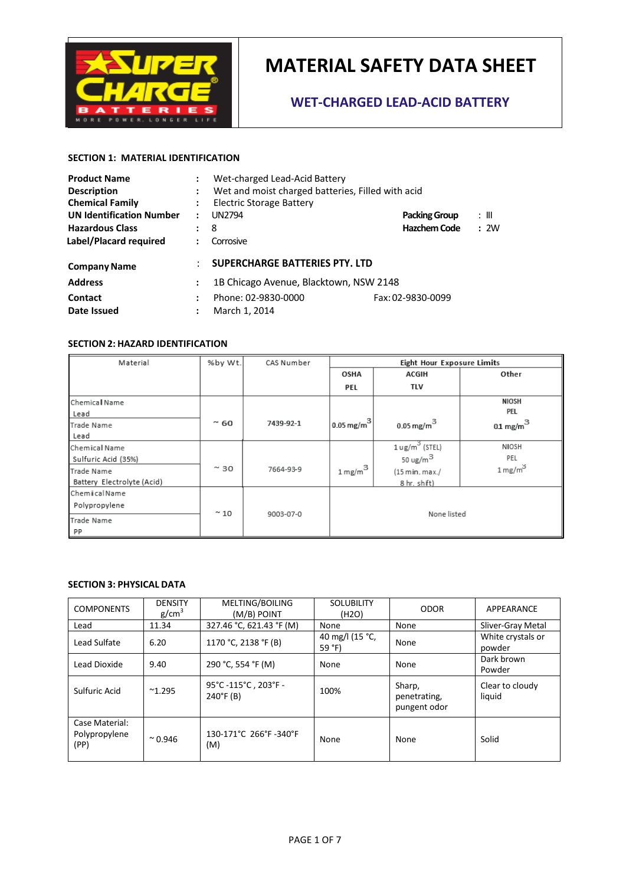# MATERIAL SAFETY DATA SHEET

## WET-CHARGED LEAD-ACID BATTERY

### SECTION 1: MATERIAL IDENTIFICATION

| | | | | |
|---|---|---|---|---|
| **Product Name** | : Wet-charged Lead-Acid Battery | | | |
| **Description** | : Wet and moist charged batteries, Filled with acid | | | |
| **Chemical Family** | : Electric Storage Battery | | | |
| **UN Identification Number** | : UN2794 | | **Packing Group** | : III |
| **Hazardous Class** | : 8 | | **Hazchem Code** | : 2W |
| **Label/Placard required** | : Corrosive | | | |
| **Company Name** | : **SUPERCHARGE BATTERIES PTY. LTD** | | | |
| **Address** | : 1B Chicago Avenue, Blacktown, NSW 2148 | | | |
| **Contact** | : Phone: 02-9830-0000 | Fax: 02-9830-0099 | | |
| **Date Issued** | : March 1, 2014 | | | |

### SECTION 2: HAZARD IDENTIFICATION

| Material | %by Wt. | CAS Number | Eight Hour Exposure Limits | | |
|---|---|---|---|---|---|
| | | | OSHA PEL | ACGIH TLV | Other |
| Chemical Name: Lead<br>Trade Name: Lead | ~ 60 | 7439-92-1 | 0.05 mg/m$^3$ | 0.05 mg/m$^3$ | NIOSH PEL 01 mg/m$^3$ |
| Chemical Name: Sulfuric Acid (35%)<br>Trade Name: Battery Electrolyte (Acid) | ~ 30 | 7664-93-9 | 1 mg/m$^3$ | 1 ug/m$^3$ (STEL) 50 ug/m$^3$ (15 min. max./ 8 hr. shft) | NIOSH PEL 1 mg/m$^3$ |
| Chemical Name: Polypropylene<br>Trade Name: PP | ~ 10 | 9003-07-0 | None listed | | |

### SECTION 3: PHYSICAL DATA

| COMPONENTS | DENSITY g/cm$^3$ | MELTING/BOILING (M/B) POINT | SOLUBILITY (H2O) | ODOR | APPEARANCE |
|---|---|---|---|---|---|
| Lead | 11.34 | 327.46 °C, 621.43 °F (M) | None | None | Sliver-Gray Metal |
| Lead Sulfate | 6.20 | 1170 °C, 2138 °F (B) | 40 mg/l (15 °C, 59 °F) | None | White crystals or powder |
| Lead Dioxide | 9.40 | 290 °C, 554 °F (M) | None | None | Dark brown Powder |
| Sulfuric Acid | ~1.295 | 95°C -115°C , 203°F - 240°F (B) | 100% | Sharp, penetrating, pungent odor | Clear to cloudy liquid |
| Case Material: Polypropylene (PP) | ~ 0.946 | 130-171°C 266°F -340°F (M) | None | None | Solid |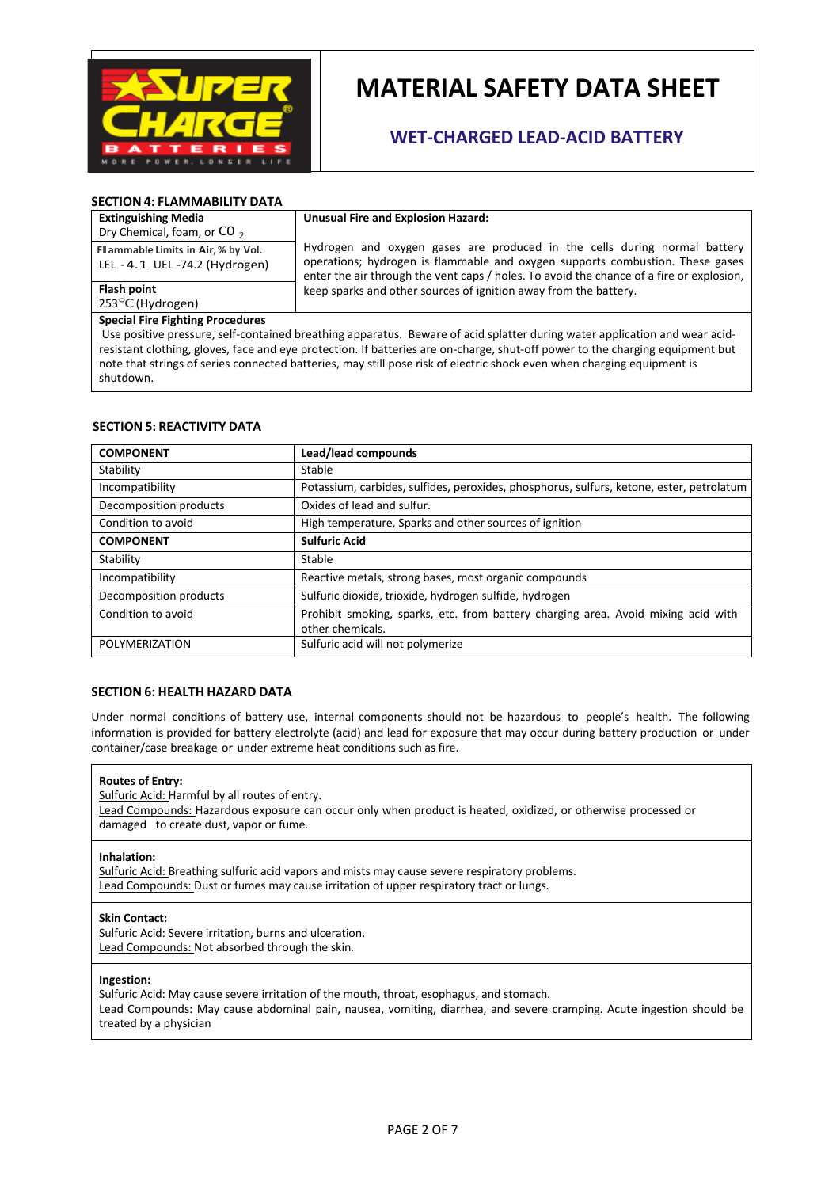# MATERIAL SAFETY DATA SHEET

## WET-CHARGED LEAD-ACID BATTERY

### SECTION 4: FLAMMABILITY DATA

| **Extinguishing Media**<br>Dry Chemical, foam, or $CO_2$ | **Unusual Fire and Explosion Hazard:**<br>Hydrogen and oxygen gases are produced in the cells during normal battery operations; hydrogen is flammable and oxygen supports combustion. These gases enter the air through the vent caps / holes. To avoid the chance of a fire or explosion, keep sparks and other sources of ignition away from the battery. |
|---|---|
| **Flammable Limits in Air, % by Vol.**<br>LEL - 4.1 UEL - 74.2 (Hydrogen) | |
| **Flash point**<br>253°C (Hydrogen) | |

**Special Fire Fighting Procedures**
Use positive pressure, self-contained breathing apparatus. Beware of acid splatter during water application and wear acid-resistant clothing, gloves, face and eye protection. If batteries are on-charge, shut-off power to the charging equipment but note that strings of series connected batteries, may still pose risk of electric shock even when charging equipment is shutdown.

### SECTION 5: REACTIVITY DATA

| **COMPONENT** | **Lead/lead compounds** |
|---|---|
| Stability | Stable |
| Incompatibility | Potassium, carbides, sulfides, peroxides, phosphorus, sulfurs, ketone, ester, petrolatum |
| Decomposition products | Oxides of lead and sulfur. |
| Condition to avoid | High temperature, Sparks and other sources of ignition |
| **COMPONENT** | **Sulfuric Acid** |
| Stability | Stable |
| Incompatibility | Reactive metals, strong bases, most organic compounds |
| Decomposition products | Sulfuric dioxide, trioxide, hydrogen sulfide, hydrogen |
| Condition to avoid | Prohibit smoking, sparks, etc. from battery charging area. Avoid mixing acid with other chemicals. |
| POLYMERIZATION | Sulfuric acid will not polymerize |

### SECTION 6: HEALTH HAZARD DATA

Under normal conditions of battery use, internal components should not be hazardous to people's health. The following information is provided for battery electrolyte (acid) and lead for exposure that may occur during battery production or under container/case breakage or under extreme heat conditions such as fire.

**Routes of Entry:**
Sulfuric Acid: Harmful by all routes of entry.
Lead Compounds: Hazardous exposure can occur only when product is heated, oxidized, or otherwise processed or damaged to create dust, vapor or fume.

**Inhalation:**
Sulfuric Acid: Breathing sulfuric acid vapors and mists may cause severe respiratory problems.
Lead Compounds: Dust or fumes may cause irritation of upper respiratory tract or lungs.

**Skin Contact:**
Sulfuric Acid: Severe irritation, burns and ulceration.
Lead Compounds: Not absorbed through the skin.

**Ingestion:**
Sulfuric Acid: May cause severe irritation of the mouth, throat, esophagus, and stomach.
Lead Compounds: May cause abdominal pain, nausea, vomiting, diarrhea, and severe cramping. Acute ingestion should be treated by a physician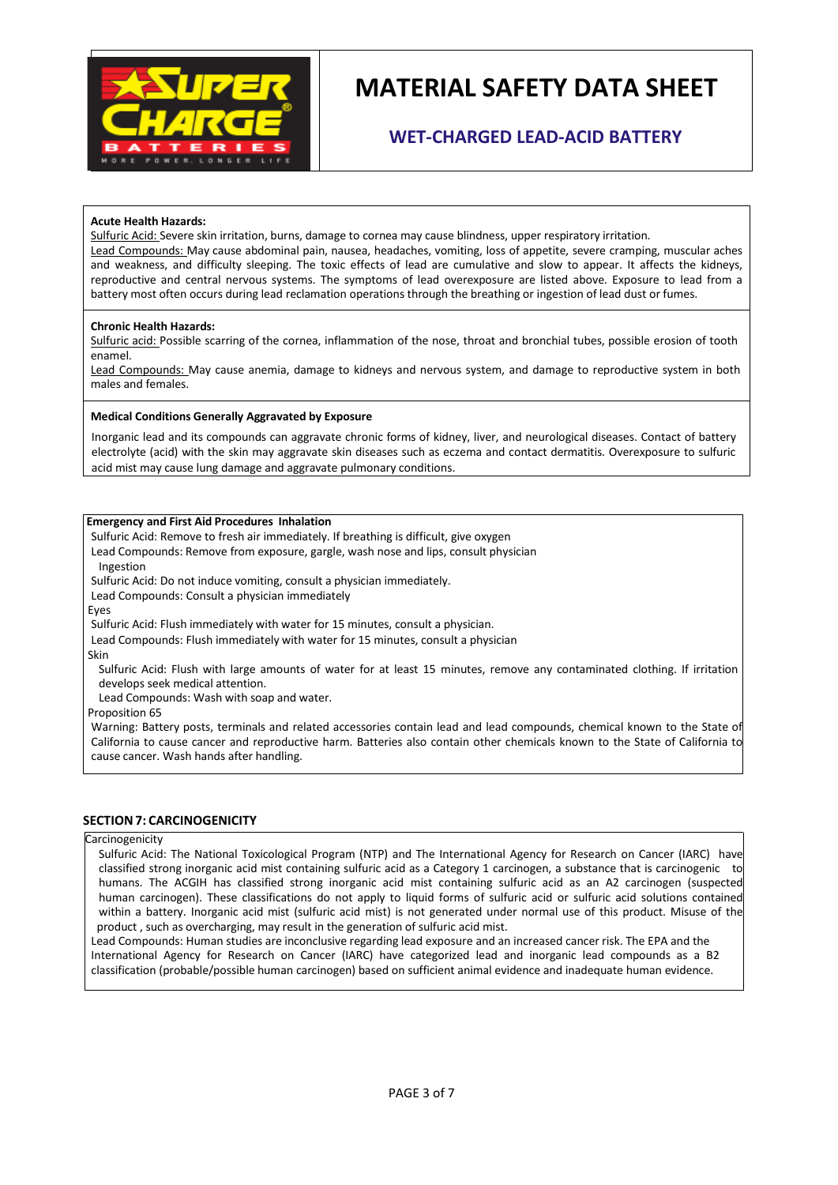# MATERIAL SAFETY DATA SHEET

## WET-CHARGED LEAD-ACID BATTERY

**Acute Health Hazards:**

Sulfuric Acid: Severe skin irritation, burns, damage to cornea may cause blindness, upper respiratory irritation.

Lead Compounds: May cause abdominal pain, nausea, headaches, vomiting, loss of appetite, severe cramping, muscular aches and weakness, and difficulty sleeping. The toxic effects of lead are cumulative and slow to appear. It affects the kidneys, reproductive and central nervous systems. The symptoms of lead overexposure are listed above. Exposure to lead from a battery most often occurs during lead reclamation operations through the breathing or ingestion of lead dust or fumes.

**Chronic Health Hazards:**

Sulfuric acid: Possible scarring of the cornea, inflammation of the nose, throat and bronchial tubes, possible erosion of tooth enamel.

Lead Compounds: May cause anemia, damage to kidneys and nervous system, and damage to reproductive system in both males and females.

**Medical Conditions Generally Aggravated by Exposure**

Inorganic lead and its compounds can aggravate chronic forms of kidney, liver, and neurological diseases. Contact of battery electrolyte (acid) with the skin may aggravate skin diseases such as eczema and contact dermatitis. Overexposure to sulfuric acid mist may cause lung damage and aggravate pulmonary conditions.

**Emergency and First Aid Procedures Inhalation**

Sulfuric Acid: Remove to fresh air immediately. If breathing is difficult, give oxygen

Lead Compounds: Remove from exposure, gargle, wash nose and lips, consult physician

Ingestion

Sulfuric Acid: Do not induce vomiting, consult a physician immediately.

Lead Compounds: Consult a physician immediately

Eyes

Sulfuric Acid: Flush immediately with water for 15 minutes, consult a physician.

Lead Compounds: Flush immediately with water for 15 minutes, consult a physician

Skin

Sulfuric Acid: Flush with large amounts of water for at least 15 minutes, remove any contaminated clothing. If irritation develops seek medical attention.

Lead Compounds: Wash with soap and water.

Proposition 65

Warning: Battery posts, terminals and related accessories contain lead and lead compounds, chemical known to the State of California to cause cancer and reproductive harm. Batteries also contain other chemicals known to the State of California to cause cancer. Wash hands after handling.

## SECTION 7: CARCINOGENICITY

Carcinogenicity

Sulfuric Acid: The National Toxicological Program (NTP) and The International Agency for Research on Cancer (IARC) have classified strong inorganic acid mist containing sulfuric acid as a Category 1 carcinogen, a substance that is carcinogenic to humans. The ACGIH has classified strong inorganic acid mist containing sulfuric acid as an A2 carcinogen (suspected human carcinogen). These classifications do not apply to liquid forms of sulfuric acid or sulfuric acid solutions contained within a battery. Inorganic acid mist (sulfuric acid mist) is not generated under normal use of this product. Misuse of the product , such as overcharging, may result in the generation of sulfuric acid mist.

Lead Compounds: Human studies are inconclusive regarding lead exposure and an increased cancer risk. The EPA and the International Agency for Research on Cancer (IARC) have categorized lead and inorganic lead compounds as a B2 classification (probable/possible human carcinogen) based on sufficient animal evidence and inadequate human evidence.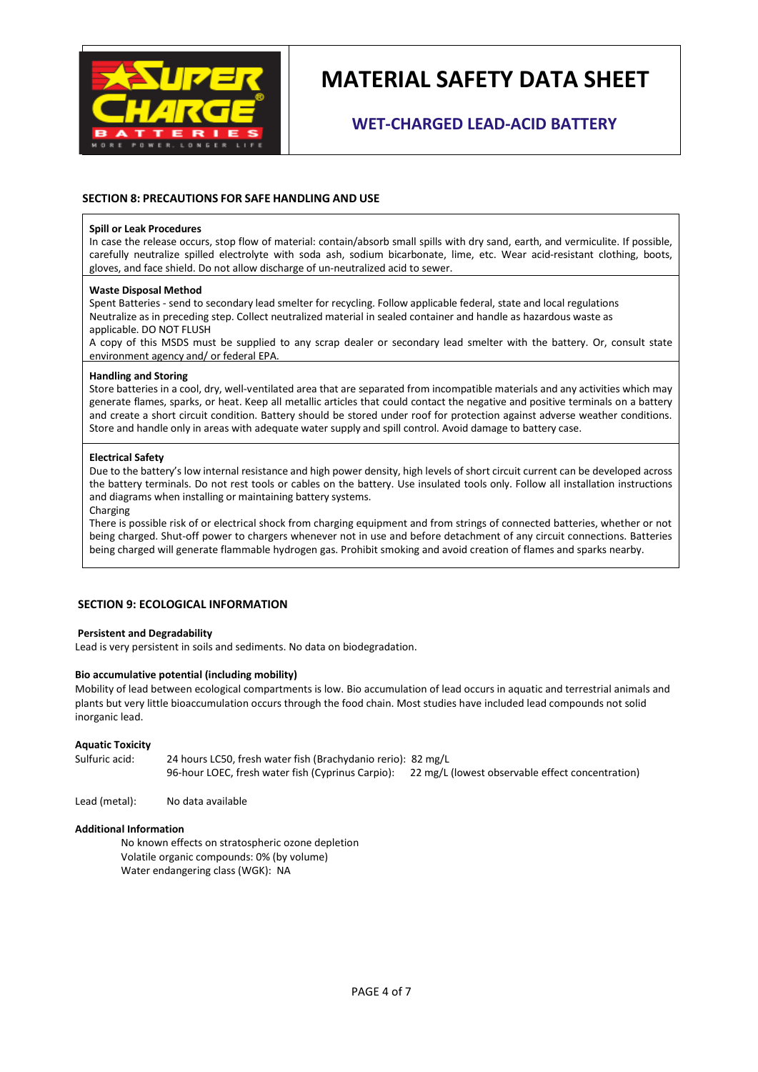# MATERIAL SAFETY DATA SHEET

## WET-CHARGED LEAD-ACID BATTERY

### SECTION 8: PRECAUTIONS FOR SAFE HANDLING AND USE

**Spill or Leak Procedures**

In case the release occurs, stop flow of material: contain/absorb small spills with dry sand, earth, and vermiculite. If possible, carefully neutralize spilled electrolyte with soda ash, sodium bicarbonate, lime, etc. Wear acid-resistant clothing, boots, gloves, and face shield. Do not allow discharge of un-neutralized acid to sewer.

**Waste Disposal Method**

Spent Batteries - send to secondary lead smelter for recycling. Follow applicable federal, state and local regulations

Neutralize as in preceding step. Collect neutralized material in sealed container and handle as hazardous waste as applicable. DO NOT FLUSH

A copy of this MSDS must be supplied to any scrap dealer or secondary lead smelter with the battery. Or, consult state environment agency and/ or federal EPA.

**Handling and Storing**

Store batteries in a cool, dry, well-ventilated area that are separated from incompatible materials and any activities which may generate flames, sparks, or heat. Keep all metallic articles that could contact the negative and positive terminals on a battery and create a short circuit condition. Battery should be stored under roof for protection against adverse weather conditions. Store and handle only in areas with adequate water supply and spill control. Avoid damage to battery case.

**Electrical Safety**

Due to the battery's low internal resistance and high power density, high levels of short circuit current can be developed across the battery terminals. Do not rest tools or cables on the battery. Use insulated tools only. Follow all installation instructions and diagrams when installing or maintaining battery systems.

Charging

There is possible risk of or electrical shock from charging equipment and from strings of connected batteries, whether or not being charged. Shut-off power to chargers whenever not in use and before detachment of any circuit connections. Batteries being charged will generate flammable hydrogen gas. Prohibit smoking and avoid creation of flames and sparks nearby.

### SECTION 9: ECOLOGICAL INFORMATION

**Persistent and Degradability**

Lead is very persistent in soils and sediments. No data on biodegradation.

**Bio accumulative potential (including mobility)**

Mobility of lead between ecological compartments is low. Bio accumulation of lead occurs in aquatic and terrestrial animals and plants but very little bioaccumulation occurs through the food chain. Most studies have included lead compounds not solid inorganic lead.

**Aquatic Toxicity**

| | | |
|---|---|---|
| Sulfuric acid: | 24 hours LC50, fresh water fish (Brachydanio rerio): | 82 mg/L |
| | 96-hour LOEC, fresh water fish (Cyprinus Carpio): | 22 mg/L (lowest observable effect concentration) |
| Lead (metal): | No data available | |

**Additional Information**

No known effects on stratospheric ozone depletion

Volatile organic compounds: 0% (by volume)

Water endangering class (WGK): NA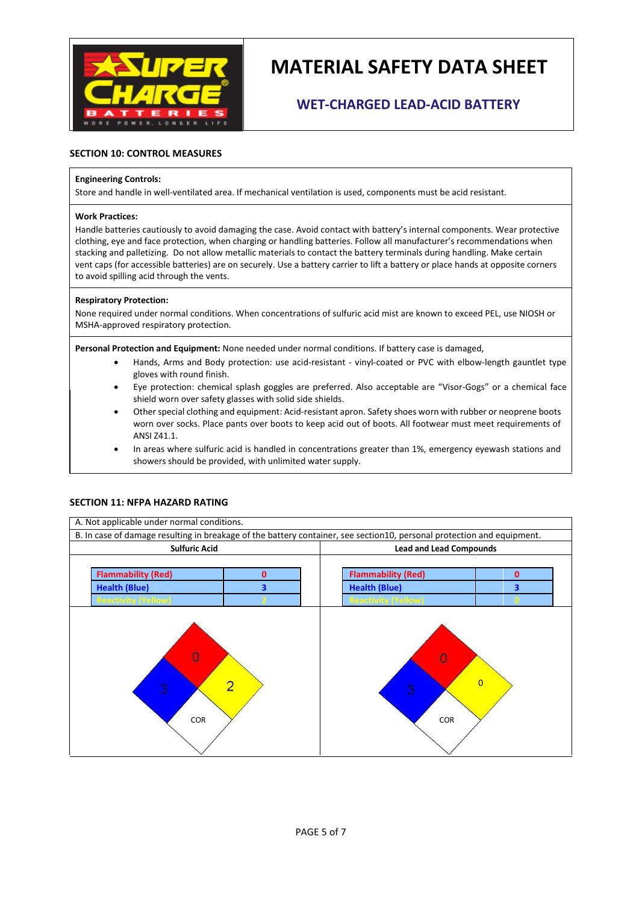# MATERIAL SAFETY DATA SHEET

## WET-CHARGED LEAD-ACID BATTERY

### SECTION 10: CONTROL MEASURES

**Engineering Controls:**
Store and handle in well-ventilated area. If mechanical ventilation is used, components must be acid resistant.

**Work Practices:**
Handle batteries cautiously to avoid damaging the case. Avoid contact with battery's internal components. Wear protective clothing, eye and face protection, when charging or handling batteries. Follow all manufacturer's recommendations when stacking and palletizing. Do not allow metallic materials to contact the battery terminals during handling. Make certain vent caps (for accessible batteries) are on securely. Use a battery carrier to lift a battery or place hands at opposite corners to avoid spilling acid through the vents.

**Respiratory Protection:**
None required under normal conditions. When concentrations of sulfuric acid mist are known to exceed PEL, use NIOSH or MSHA-approved respiratory protection.

**Personal Protection and Equipment:** None needed under normal conditions. If battery case is damaged,

- Hands, Arms and Body protection: use acid-resistant - vinyl-coated or PVC with elbow-length gauntlet type gloves with round finish.
- Eye protection: chemical splash goggles are preferred. Also acceptable are "Visor-Gogs" or a chemical face shield worn over safety glasses with solid side shields.
- Other special clothing and equipment: Acid-resistant apron. Safety shoes worn with rubber or neoprene boots worn over socks. Place pants over boots to keep acid out of boots. All footwear must meet requirements of ANSI Z41.1.
- In areas where sulfuric acid is handled in concentrations greater than 1%, emergency eyewash stations and showers should be provided, with unlimited water supply.

### SECTION 11: NFPA HAZARD RATING

A. Not applicable under normal conditions.

B. In case of damage resulting in breakage of the battery container, see section10, personal protection and equipment.

**Sulfuric Acid**

| Flammability (Red) | 0 |
|---|---|
| Health (Blue) | 3 |
| Reactivity (Yellow) | 2 |

NFPA diamond: Flammability 0, Health 3, Reactivity 2, Special: COR

**Lead and Lead Compounds**

| Flammability (Red) | 0 |
|---|---|
| Health (Blue) | 3 |
| Reactivity (Yellow) | 0 |

NFPA diamond: Flammability 0, Health 3, Reactivity 0, Special: COR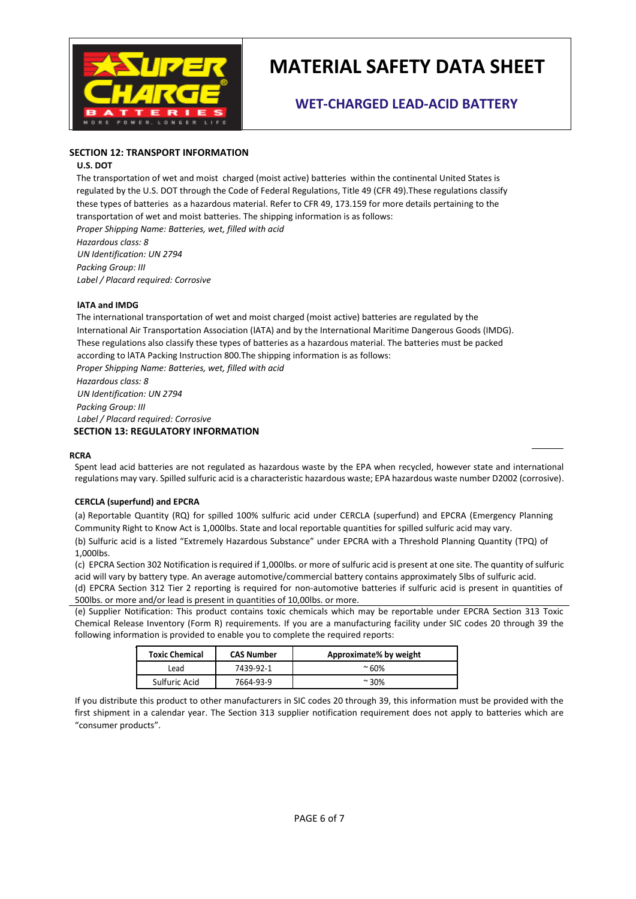## SECTION 12: TRANSPORT INFORMATION

### U.S. DOT

The transportation of wet and moist charged (moist active) batteries within the continental United States is regulated by the U.S. DOT through the Code of Federal Regulations, Title 49 (CFR 49).These regulations classify these types of batteries as a hazardous material. Refer to CFR 49, 173.159 for more details pertaining to the transportation of wet and moist batteries. The shipping information is as follows:

*Proper Shipping Name: Batteries, wet, filled with acid*
*Hazardous class: 8*
*UN Identification: UN 2794*
*Packing Group: III*
*Label / Placard required: Corrosive*

### IATA and IMDG

The international transportation of wet and moist charged (moist active) batteries are regulated by the International Air Transportation Association (IATA) and by the International Maritime Dangerous Goods (IMDG). These regulations also classify these types of batteries as a hazardous material. The batteries must be packed according to IATA Packing Instruction 800.The shipping information is as follows:

*Proper Shipping Name: Batteries, wet, filled with acid*
*Hazardous class: 8*
*UN Identification: UN 2794*
*Packing Group: III*
*Label / Placard required: Corrosive*

## SECTION 13: REGULATORY INFORMATION

### RCRA

Spent lead acid batteries are not regulated as hazardous waste by the EPA when recycled, however state and international regulations may vary. Spilled sulfuric acid is a characteristic hazardous waste; EPA hazardous waste number D2002 (corrosive).

### CERCLA (superfund) and EPCRA

(a) Reportable Quantity (RQ) for spilled 100% sulfuric acid under CERCLA (superfund) and EPCRA (Emergency Planning Community Right to Know Act is 1,000lbs. State and local reportable quantities for spilled sulfuric acid may vary.

(b) Sulfuric acid is a listed "Extremely Hazardous Substance" under EPCRA with a Threshold Planning Quantity (TPQ) of 1,000lbs.

(c) EPCRA Section 302 Notification is required if 1,000lbs. or more of sulfuric acid is present at one site. The quantity of sulfuric acid will vary by battery type. An average automotive/commercial battery contains approximately 5lbs of sulfuric acid.

(d) EPCRA Section 312 Tier 2 reporting is required for non-automotive batteries if sulfuric acid is present in quantities of 500lbs. or more and/or lead is present in quantities of 10,00lbs. or more.

(e) Supplier Notification: This product contains toxic chemicals which may be reportable under EPCRA Section 313 Toxic Chemical Release Inventory (Form R) requirements. If you are a manufacturing facility under SIC codes 20 through 39 the following information is provided to enable you to complete the required reports:

| Toxic Chemical | CAS Number | Approximate% by weight |
|---|---|---|
| Lead | 7439-92-1 | ~ 60% |
| Sulfuric Acid | 7664-93-9 | ~ 30% |

If you distribute this product to other manufacturers in SIC codes 20 through 39, this information must be provided with the first shipment in a calendar year. The Section 313 supplier notification requirement does not apply to batteries which are "consumer products".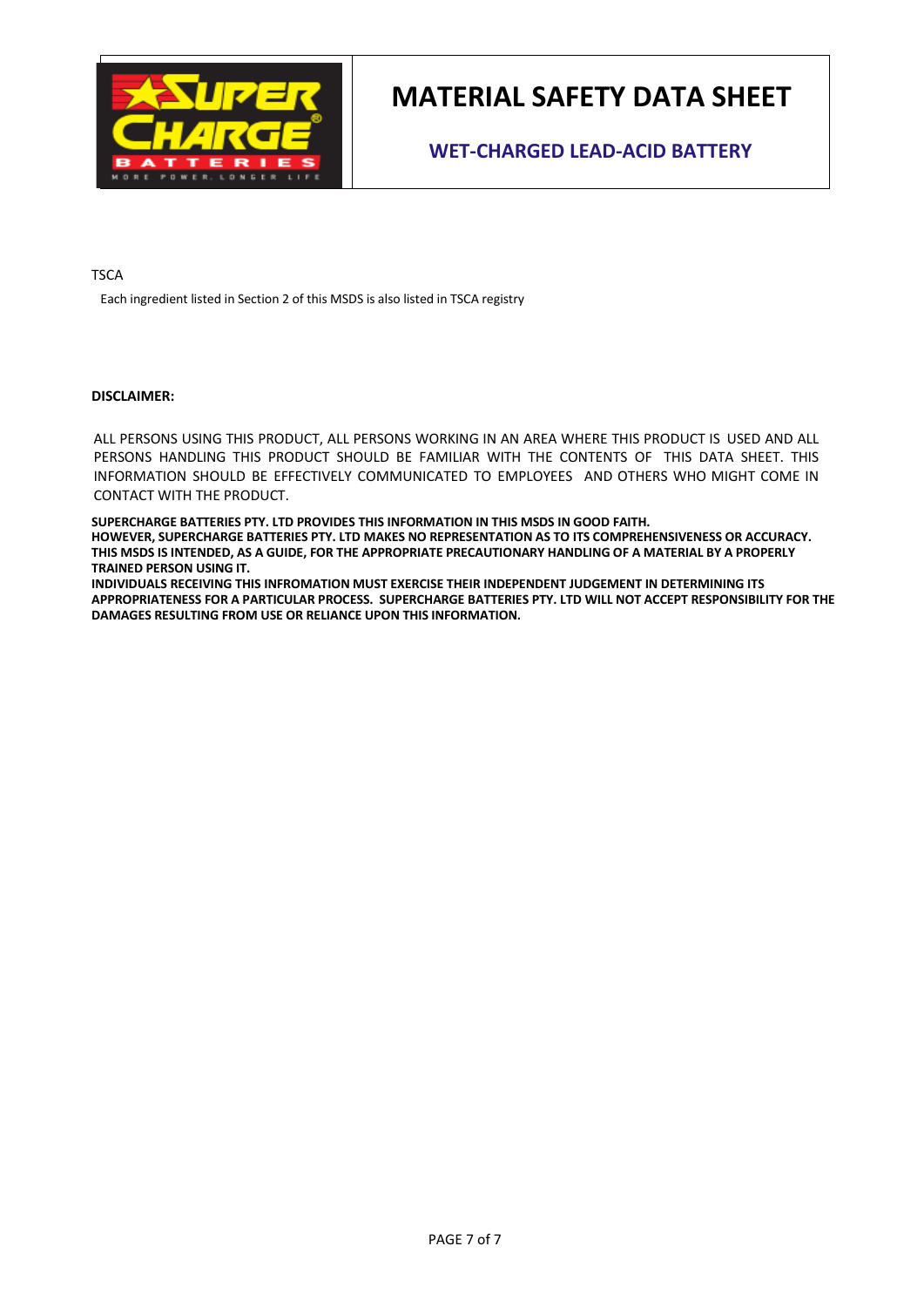TSCA

Each ingredient listed in Section 2 of this MSDS is also listed in TSCA registry

**DISCLAIMER:**

ALL PERSONS USING THIS PRODUCT, ALL PERSONS WORKING IN AN AREA WHERE THIS PRODUCT IS USED AND ALL PERSONS HANDLING THIS PRODUCT SHOULD BE FAMILIAR WITH THE CONTENTS OF THIS DATA SHEET. THIS INFORMATION SHOULD BE EFFECTIVELY COMMUNICATED TO EMPLOYEES AND OTHERS WHO MIGHT COME IN CONTACT WITH THE PRODUCT.

**SUPERCHARGE BATTERIES PTY. LTD PROVIDES THIS INFORMATION IN THIS MSDS IN GOOD FAITH.**
**HOWEVER, SUPERCHARGE BATTERIES PTY. LTD MAKES NO REPRESENTATION AS TO ITS COMPREHENSIVENESS OR ACCURACY.**
**THIS MSDS IS INTENDED, AS A GUIDE, FOR THE APPROPRIATE PRECAUTIONARY HANDLING OF A MATERIAL BY A PROPERLY TRAINED PERSON USING IT.**
**INDIVIDUALS RECEIVING THIS INFROMATION MUST EXERCISE THEIR INDEPENDENT JUDGEMENT IN DETERMINING ITS APPROPRIATENESS FOR A PARTICULAR PROCESS. SUPERCHARGE BATTERIES PTY. LTD WILL NOT ACCEPT RESPONSIBILITY FOR THE DAMAGES RESULTING FROM USE OR RELIANCE UPON THIS INFORMATION.**